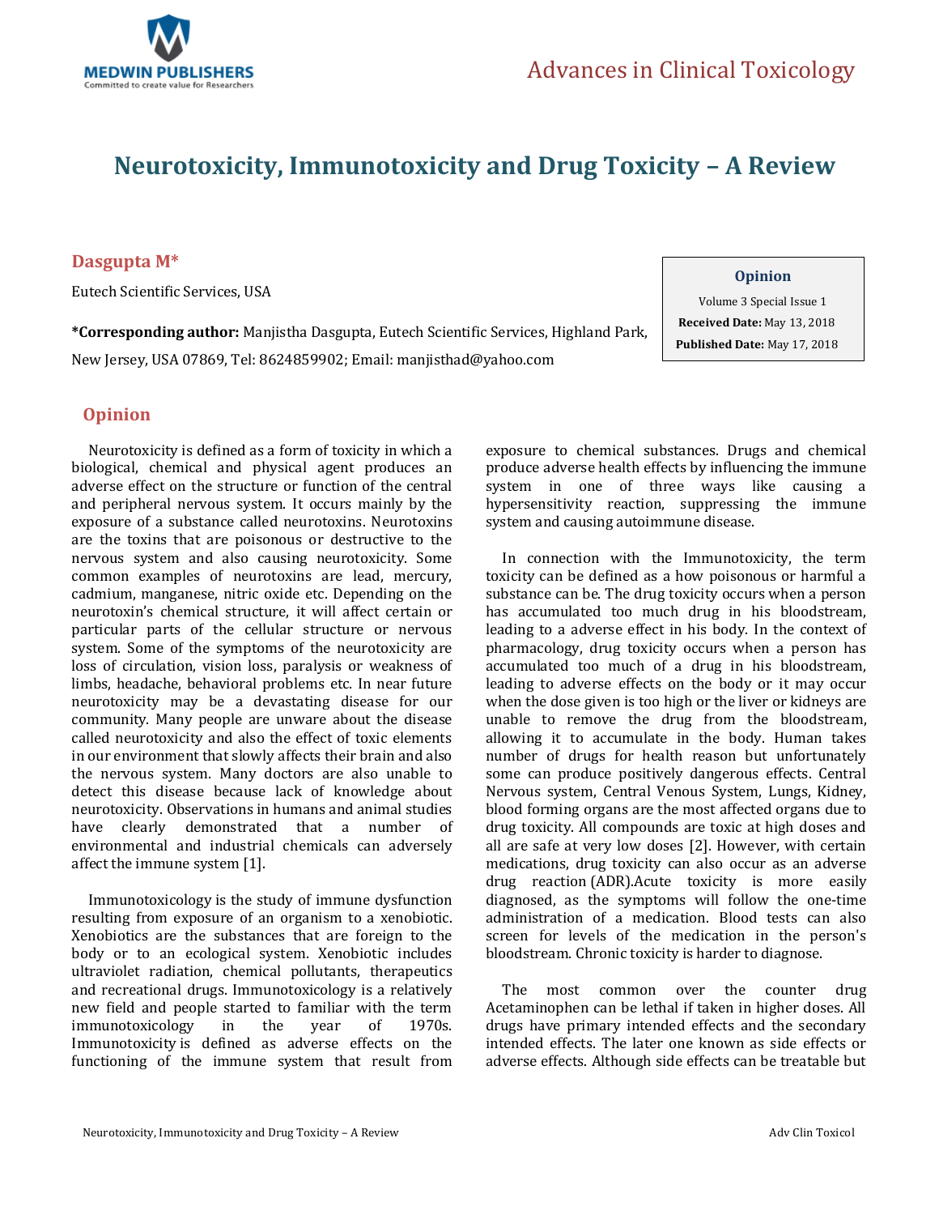# Neurotoxicity, Immunotoxicity and Drug Toxicity – A Review

**Dasgupta M***

Eutech Scientific Services, USA

**\*Corresponding author:** Manjistha Dasgupta, Eutech Scientific Services, Highland Park, New Jersey, USA 07869, Tel: 8624859902; Email: manjisthad@yahoo.com

**Opinion**

Volume 3 Special Issue 1

**Received Date:** May 13, 2018

**Published Date:** May 17, 2018

## Opinion

Neurotoxicity is defined as a form of toxicity in which a biological, chemical and physical agent produces an adverse effect on the structure or function of the central and peripheral nervous system. It occurs mainly by the exposure of a substance called neurotoxins. Neurotoxins are the toxins that are poisonous or destructive to the nervous system and also causing neurotoxicity. Some common examples of neurotoxins are lead, mercury, cadmium, manganese, nitric oxide etc. Depending on the neurotoxin's chemical structure, it will affect certain or particular parts of the cellular structure or nervous system. Some of the symptoms of the neurotoxicity are loss of circulation, vision loss, paralysis or weakness of limbs, headache, behavioral problems etc. In near future neurotoxicity may be a devastating disease for our community. Many people are unware about the disease called neurotoxicity and also the effect of toxic elements in our environment that slowly affects their brain and also the nervous system. Many doctors are also unable to detect this disease because lack of knowledge about neurotoxicity. Observations in humans and animal studies have clearly demonstrated that a number of environmental and industrial chemicals can adversely affect the immune system [1].

Immunotoxicology is the study of immune dysfunction resulting from exposure of an organism to a xenobiotic. Xenobiotics are the substances that are foreign to the body or to an ecological system. Xenobiotic includes ultraviolet radiation, chemical pollutants, therapeutics and recreational drugs. Immunotoxicology is a relatively new field and people started to familiar with the term immunotoxicology in the year of 1970s. Immunotoxicity is defined as adverse effects on the functioning of the immune system that result from exposure to chemical substances. Drugs and chemical produce adverse health effects by influencing the immune system in one of three ways like causing a hypersensitivity reaction, suppressing the immune system and causing autoimmune disease.

In connection with the Immunotoxicity, the term toxicity can be defined as a how poisonous or harmful a substance can be. The drug toxicity occurs when a person has accumulated too much drug in his bloodstream, leading to a adverse effect in his body. In the context of pharmacology, drug toxicity occurs when a person has accumulated too much of a drug in his bloodstream, leading to adverse effects on the body or it may occur when the dose given is too high or the liver or kidneys are unable to remove the drug from the bloodstream, allowing it to accumulate in the body. Human takes number of drugs for health reason but unfortunately some can produce positively dangerous effects. Central Nervous system, Central Venous System, Lungs, Kidney, blood forming organs are the most affected organs due to drug toxicity. All compounds are toxic at high doses and all are safe at very low doses [2]. However, with certain medications, drug toxicity can also occur as an adverse drug reaction (ADR).Acute toxicity is more easily diagnosed, as the symptoms will follow the one-time administration of a medication. Blood tests can also screen for levels of the medication in the person's bloodstream. Chronic toxicity is harder to diagnose.

The most common over the counter drug Acetaminophen can be lethal if taken in higher doses. All drugs have primary intended effects and the secondary intended effects. The later one known as side effects or adverse effects. Although side effects can be treatable but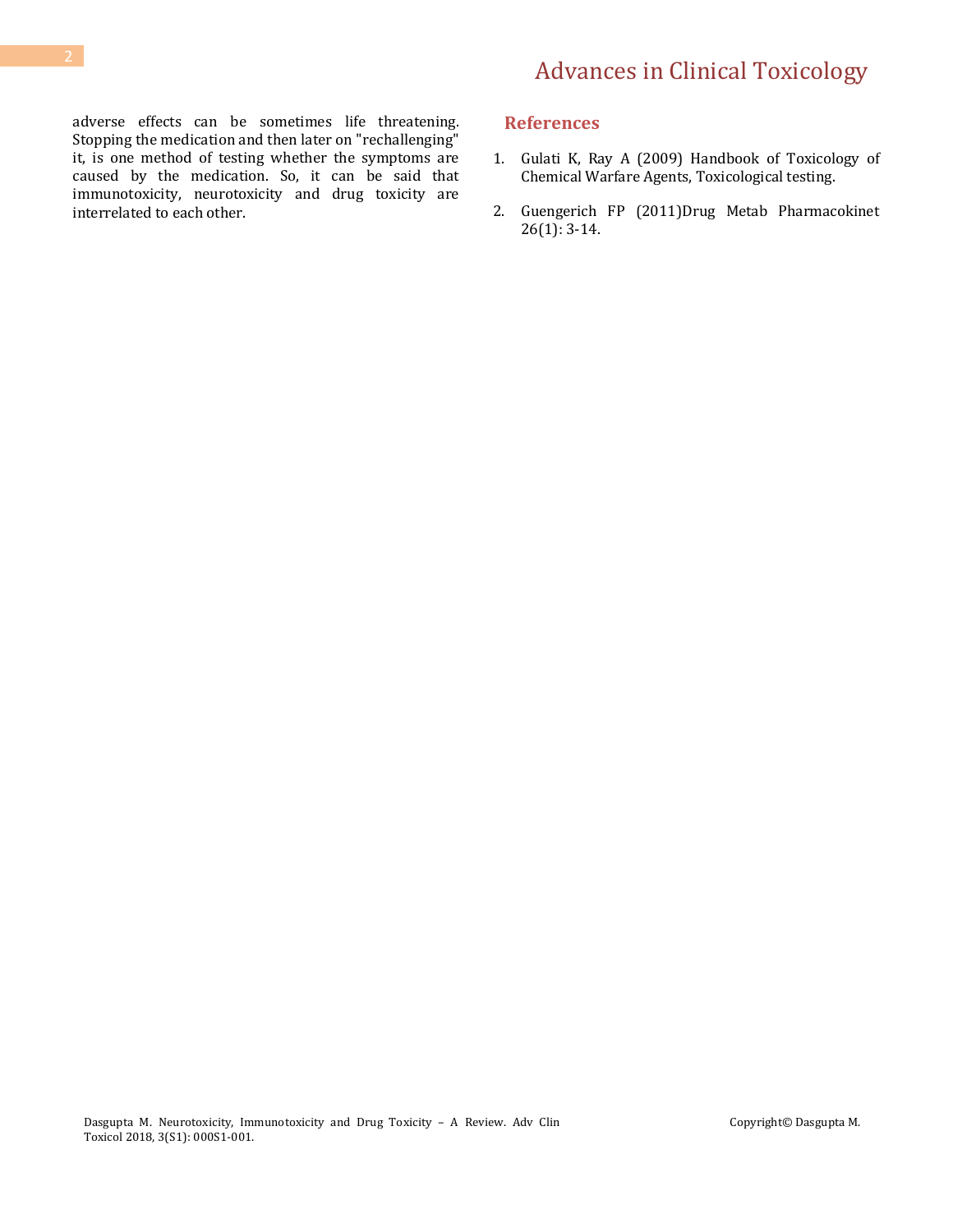adverse effects can be sometimes life threatening. Stopping the medication and then later on "rechallenging" it, is one method of testing whether the symptoms are caused by the medication. So, it can be said that immunotoxicity, neurotoxicity and drug toxicity are interrelated to each other.

## References

1. Gulati K, Ray A (2009) Handbook of Toxicology of Chemical Warfare Agents, Toxicological testing.

2. Guengerich FP (2011)Drug Metab Pharmacokinet 26(1): 3-14.